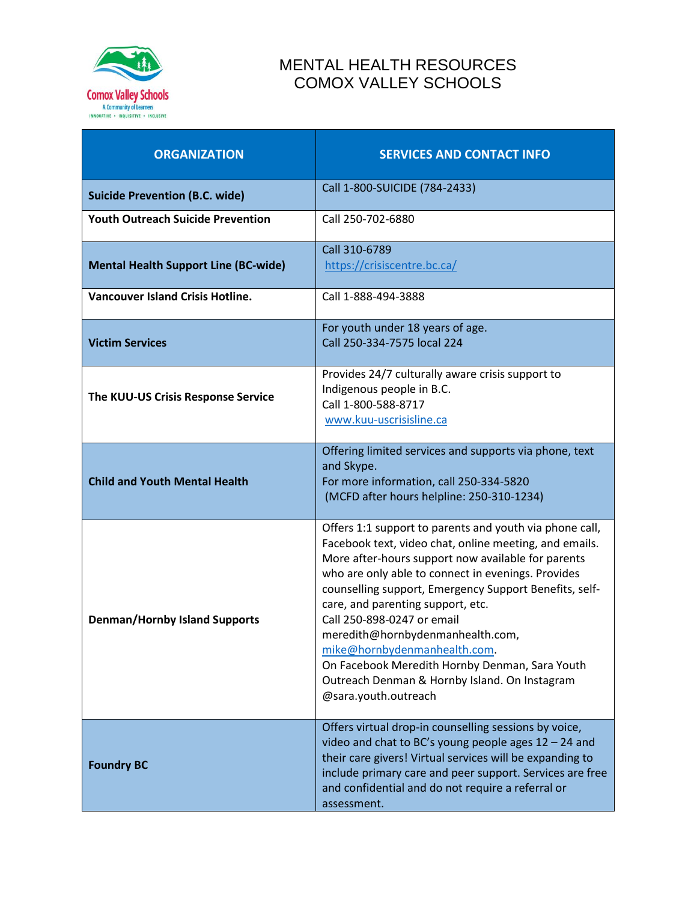# MENTAL HEALTH RESOURCES
# COMOX VALLEY SCHOOLS

| ORGANIZATION | SERVICES AND CONTACT INFO |
| --- | --- |
| **Suicide Prevention (B.C. wide)** | Call 1-800-SUICIDE (784-2433) |
| **Youth Outreach Suicide Prevention** | Call 250-702-6880 |
| **Mental Health Support Line (BC-wide)** | Call 310-6789 <br> https://crisiscentre.bc.ca/ |
| **Vancouver Island Crisis Hotline.** | Call 1-888-494-3888 |
| **Victim Services** | For youth under 18 years of age. <br> Call 250-334-7575 local 224 |
| **The KUU-US Crisis Response Service** | Provides 24/7 culturally aware crisis support to Indigenous people in B.C. <br> Call 1-800-588-8717 <br> www.kuu-uscrisisline.ca |
| **Child and Youth Mental Health** | Offering limited services and supports via phone, text and Skype. <br> For more information, call 250-334-5820 <br> (MCFD after hours helpline: 250-310-1234) |
| **Denman/Hornby Island Supports** | Offers 1:1 support to parents and youth via phone call, Facebook text, video chat, online meeting, and emails. More after-hours support now available for parents who are only able to connect in evenings. Provides counselling support, Emergency Support Benefits, self-care, and parenting support, etc. <br> Call 250-898-0247 or email meredith@hornbydenmanhealth.com, mike@hornbydenmanhealth.com. <br> On Facebook Meredith Hornby Denman, Sara Youth Outreach Denman & Hornby Island. On Instagram @sara.youth.outreach |
| **Foundry BC** | Offers virtual drop-in counselling sessions by voice, video and chat to BC's young people ages 12 – 24 and their care givers! Virtual services will be expanding to include primary care and peer support. Services are free and confidential and do not require a referral or assessment. |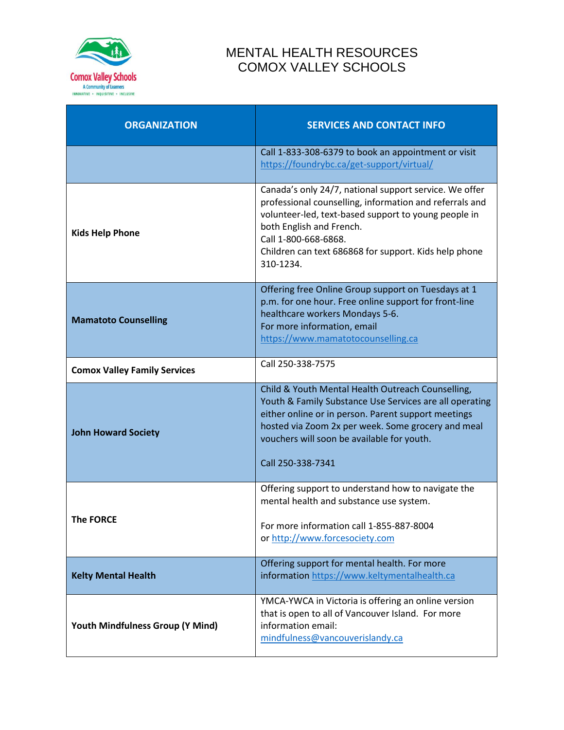# MENTAL HEALTH RESOURCES
# COMOX VALLEY SCHOOLS

| ORGANIZATION | SERVICES AND CONTACT INFO |
|---|---|
| | Call 1-833-308-6379 to book an appointment or visit https://foundrybc.ca/get-support/virtual/ |
| **Kids Help Phone** | Canada's only 24/7, national support service. We offer professional counselling, information and referrals and volunteer-led, text-based support to young people in both English and French.<br>Call 1-800-668-6868.<br>Children can text 686868 for support. Kids help phone 310-1234. |
| **Mamatoto Counselling** | Offering free Online Group support on Tuesdays at 1 p.m. for one hour. Free online support for front-line healthcare workers Mondays 5-6.<br>For more information, email https://www.mamatotocounselling.ca |
| **Comox Valley Family Services** | Call 250-338-7575 |
| **John Howard Society** | Child & Youth Mental Health Outreach Counselling, Youth & Family Substance Use Services are all operating either online or in person. Parent support meetings hosted via Zoom 2x per week. Some grocery and meal vouchers will soon be available for youth.<br><br>Call 250-338-7341 |
| **The FORCE** | Offering support to understand how to navigate the mental health and substance use system.<br><br>For more information call 1-855-887-8004 or http://www.forcesociety.com |
| **Kelty Mental Health** | Offering support for mental health. For more information https://www.keltymentalhealth.ca |
| **Youth Mindfulness Group (Y Mind)** | YMCA-YWCA in Victoria is offering an online version that is open to all of Vancouver Island. For more information email: mindfulness@vancouverislandy.ca |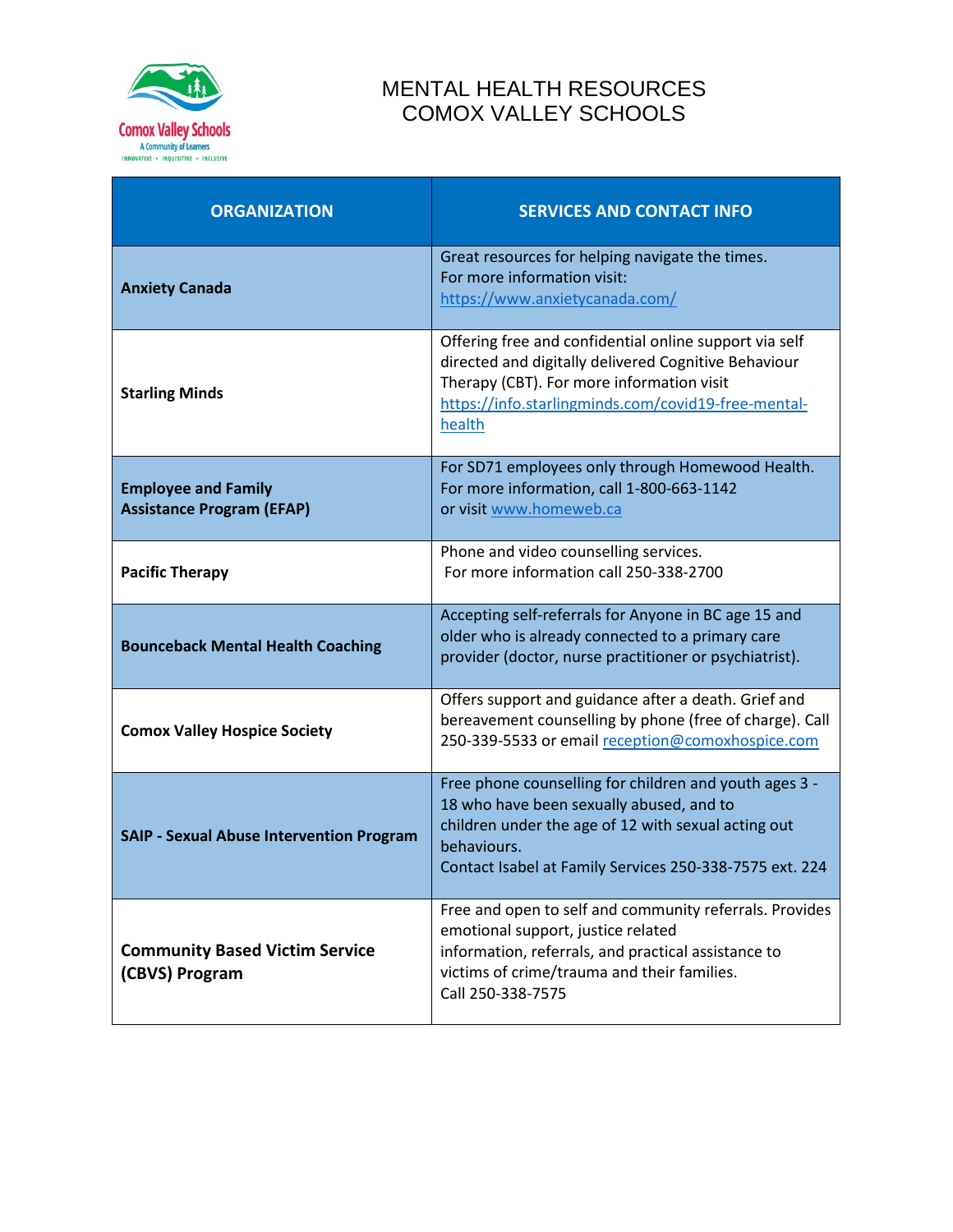# MENTAL HEALTH RESOURCES COMOX VALLEY SCHOOLS

| ORGANIZATION | SERVICES AND CONTACT INFO |
|---|---|
| **Anxiety Canada** | Great resources for helping navigate the times. For more information visit: https://www.anxietycanada.com/ |
| **Starling Minds** | Offering free and confidential online support via self directed and digitally delivered Cognitive Behaviour Therapy (CBT). For more information visit https://info.starlingminds.com/covid19-free-mental-health |
| **Employee and Family Assistance Program (EFAP)** | For SD71 employees only through Homewood Health. For more information, call 1-800-663-1142 or visit www.homeweb.ca |
| **Pacific Therapy** | Phone and video counselling services. For more information call 250-338-2700 |
| **Bounceback Mental Health Coaching** | Accepting self-referrals for Anyone in BC age 15 and older who is already connected to a primary care provider (doctor, nurse practitioner or psychiatrist). |
| **Comox Valley Hospice Society** | Offers support and guidance after a death. Grief and bereavement counselling by phone (free of charge). Call 250-339-5533 or email reception@comoxhospice.com |
| **SAIP - Sexual Abuse Intervention Program** | Free phone counselling for children and youth ages 3 - 18 who have been sexually abused, and to children under the age of 12 with sexual acting out behaviours. Contact Isabel at Family Services 250-338-7575 ext. 224 |
| **Community Based Victim Service (CBVS) Program** | Free and open to self and community referrals. Provides emotional support, justice related information, referrals, and practical assistance to victims of crime/trauma and their families. Call 250-338-7575 |